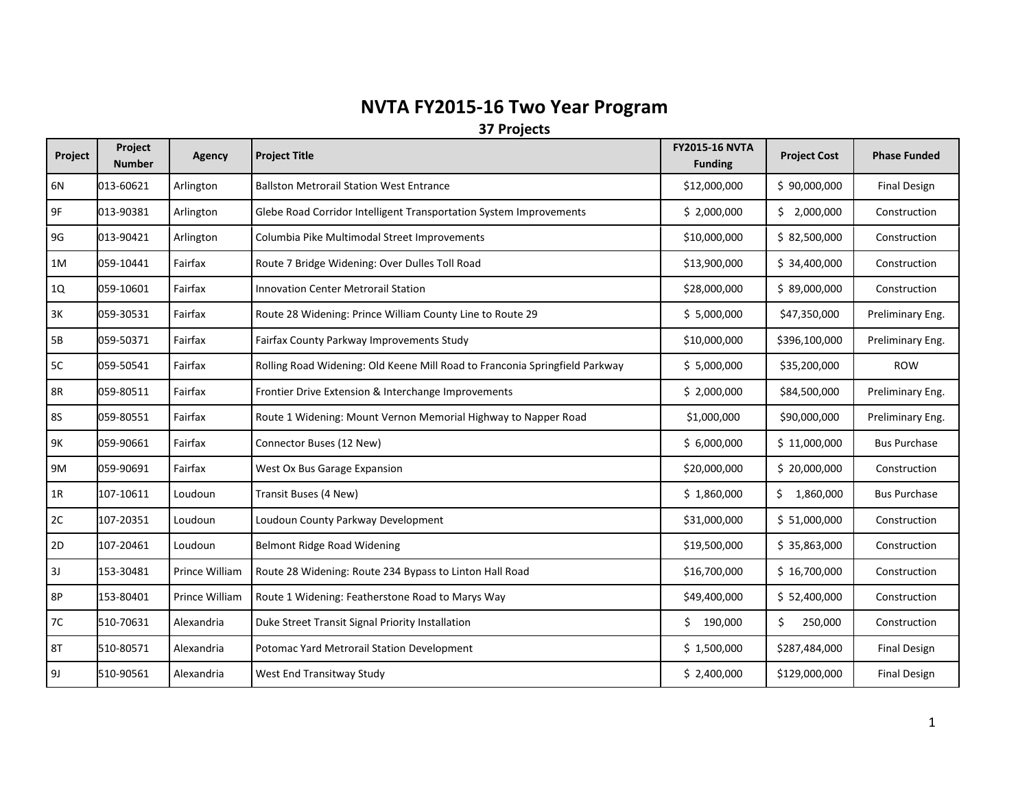# NVTA FY2015-16 Two Year Program

## 37 Projects

| Project | Project Number | Agency | Project Title | FY2015-16 NVTA Funding | Project Cost | Phase Funded |
|---|---|---|---|---|---|---|
| 6N | 013-60621 | Arlington | Ballston Metrorail Station West Entrance | $12,000,000 | $ 90,000,000 | Final Design |
| 9F | 013-90381 | Arlington | Glebe Road Corridor Intelligent Transportation System Improvements | $ 2,000,000 | $ 2,000,000 | Construction |
| 9G | 013-90421 | Arlington | Columbia Pike Multimodal Street Improvements | $10,000,000 | $ 82,500,000 | Construction |
| 1M | 059-10441 | Fairfax | Route 7 Bridge Widening: Over Dulles Toll Road | $13,900,000 | $ 34,400,000 | Construction |
| 1Q | 059-10601 | Fairfax | Innovation Center Metrorail Station | $28,000,000 | $ 89,000,000 | Construction |
| 3K | 059-30531 | Fairfax | Route 28 Widening: Prince William County Line to Route 29 | $ 5,000,000 | $47,350,000 | Preliminary Eng. |
| 5B | 059-50371 | Fairfax | Fairfax County Parkway Improvements Study | $10,000,000 | $396,100,000 | Preliminary Eng. |
| 5C | 059-50541 | Fairfax | Rolling Road Widening: Old Keene Mill Road to Franconia Springfield Parkway | $ 5,000,000 | $35,200,000 | ROW |
| 8R | 059-80511 | Fairfax | Frontier Drive Extension & Interchange Improvements | $ 2,000,000 | $84,500,000 | Preliminary Eng. |
| 8S | 059-80551 | Fairfax | Route 1 Widening: Mount Vernon Memorial Highway to Napper Road | $1,000,000 | $90,000,000 | Preliminary Eng. |
| 9K | 059-90661 | Fairfax | Connector Buses (12 New) | $ 6,000,000 | $ 11,000,000 | Bus Purchase |
| 9M | 059-90691 | Fairfax | West Ox Bus Garage Expansion | $20,000,000 | $ 20,000,000 | Construction |
| 1R | 107-10611 | Loudoun | Transit Buses (4 New) | $ 1,860,000 | $ 1,860,000 | Bus Purchase |
| 2C | 107-20351 | Loudoun | Loudoun County Parkway Development | $31,000,000 | $ 51,000,000 | Construction |
| 2D | 107-20461 | Loudoun | Belmont Ridge Road Widening | $19,500,000 | $ 35,863,000 | Construction |
| 3J | 153-30481 | Prince William | Route 28 Widening: Route 234 Bypass to Linton Hall Road | $16,700,000 | $ 16,700,000 | Construction |
| 8P | 153-80401 | Prince William | Route 1 Widening: Featherstone Road to Marys Way | $49,400,000 | $ 52,400,000 | Construction |
| 7C | 510-70631 | Alexandria | Duke Street Transit Signal Priority Installation | $ 190,000 | $ 250,000 | Construction |
| 8T | 510-80571 | Alexandria | Potomac Yard Metrorail Station Development | $ 1,500,000 | $287,484,000 | Final Design |
| 9J | 510-90561 | Alexandria | West End Transitway Study | $ 2,400,000 | $129,000,000 | Final Design |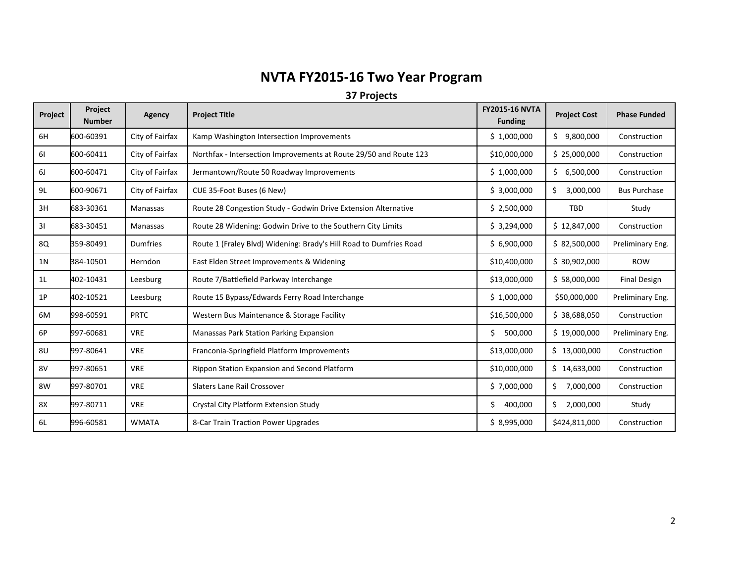# NVTA FY2015-16 Two Year Program

### 37 Projects

| Project | Project Number | Agency | Project Title | FY2015-16 NVTA Funding | Project Cost | Phase Funded |
|---|---|---|---|---|---|---|
| 6H | 600-60391 | City of Fairfax | Kamp Washington Intersection Improvements | $ 1,000,000 | $ 9,800,000 | Construction |
| 6I | 600-60411 | City of Fairfax | Northfax - Intersection Improvements at Route 29/50 and Route 123 | $10,000,000 | $ 25,000,000 | Construction |
| 6J | 600-60471 | City of Fairfax | Jermantown/Route 50 Roadway Improvements | $ 1,000,000 | $ 6,500,000 | Construction |
| 9L | 600-90671 | City of Fairfax | CUE 35-Foot Buses (6 New) | $ 3,000,000 | $ 3,000,000 | Bus Purchase |
| 3H | 683-30361 | Manassas | Route 28 Congestion Study - Godwin Drive Extension Alternative | $ 2,500,000 | TBD | Study |
| 3I | 683-30451 | Manassas | Route 28 Widening: Godwin Drive to the Southern City Limits | $ 3,294,000 | $ 12,847,000 | Construction |
| 8Q | 359-80491 | Dumfries | Route 1 (Fraley Blvd) Widening: Brady's Hill Road to Dumfries Road | $ 6,900,000 | $ 82,500,000 | Preliminary Eng. |
| 1N | 384-10501 | Herndon | East Elden Street Improvements & Widening | $10,400,000 | $ 30,902,000 | ROW |
| 1L | 402-10431 | Leesburg | Route 7/Battlefield Parkway Interchange | $13,000,000 | $ 58,000,000 | Final Design |
| 1P | 402-10521 | Leesburg | Route 15 Bypass/Edwards Ferry Road Interchange | $ 1,000,000 | $50,000,000 | Preliminary Eng. |
| 6M | 998-60591 | PRTC | Western Bus Maintenance & Storage Facility | $16,500,000 | $ 38,688,050 | Construction |
| 6P | 997-60681 | VRE | Manassas Park Station Parking Expansion | $ 500,000 | $ 19,000,000 | Preliminary Eng. |
| 8U | 997-80641 | VRE | Franconia-Springfield Platform Improvements | $13,000,000 | $ 13,000,000 | Construction |
| 8V | 997-80651 | VRE | Rippon Station Expansion and Second Platform | $10,000,000 | $ 14,633,000 | Construction |
| 8W | 997-80701 | VRE | Slaters Lane Rail Crossover | $ 7,000,000 | $ 7,000,000 | Construction |
| 8X | 997-80711 | VRE | Crystal City Platform Extension Study | $ 400,000 | $ 2,000,000 | Study |
| 6L | 996-60581 | WMATA | 8-Car Train Traction Power Upgrades | $ 8,995,000 | $424,811,000 | Construction |